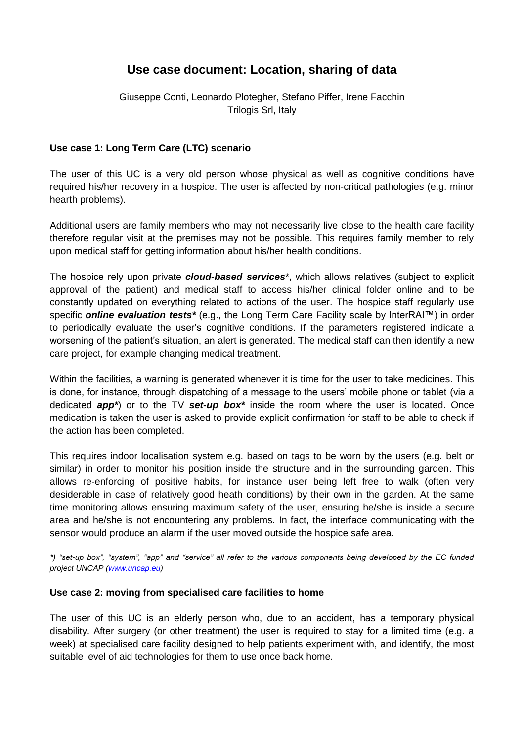# Use case document: Location, sharing of data

Giuseppe Conti, Leonardo Plotegher, Stefano Piffer, Irene Facchin
Trilogis Srl, Italy

**Use case 1: Long Term Care (LTC) scenario**

The user of this UC is a very old person whose physical as well as cognitive conditions have required his/her recovery in a hospice. The user is affected by non-critical pathologies (e.g. minor hearth problems).

Additional users are family members who may not necessarily live close to the health care facility therefore regular visit at the premises may not be possible. This requires family member to rely upon medical staff for getting information about his/her health conditions.

The hospice rely upon private ***cloud-based services****, which allows relatives (subject to explicit approval of the patient) and medical staff to access his/her clinical folder online and to be constantly updated on everything related to actions of the user. The hospice staff regularly use specific ***online evaluation tests**** (e.g., the Long Term Care Facility scale by InterRAI™) in order to periodically evaluate the user's cognitive conditions. If the parameters registered indicate a worsening of the patient's situation, an alert is generated. The medical staff can then identify a new care project, for example changing medical treatment.

Within the facilities, a warning is generated whenever it is time for the user to take medicines. This is done, for instance, through dispatching of a message to the users' mobile phone or tablet (via a dedicated ***app****) or to the TV ***set-up box**** inside the room where the user is located. Once medication is taken the user is asked to provide explicit confirmation for staff to be able to check if the action has been completed.

This requires indoor localisation system e.g. based on tags to be worn by the users (e.g. belt or similar) in order to monitor his position inside the structure and in the surrounding garden. This allows re-enforcing of positive habits, for instance user being left free to walk (often very desiderable in case of relatively good heath conditions) by their own in the garden. At the same time monitoring allows ensuring maximum safety of the user, ensuring he/she is inside a secure area and he/she is not encountering any problems. In fact, the interface communicating with the sensor would produce an alarm if the user moved outside the hospice safe area.

*\*) "set-up box", "system", "app" and "service" all refer to the various components being developed by the EC funded project UNCAP ([www.uncap.eu](http://www.uncap.eu))*

**Use case 2: moving from specialised care facilities to home**

The user of this UC is an elderly person who, due to an accident, has a temporary physical disability. After surgery (or other treatment) the user is required to stay for a limited time (e.g. a week) at specialised care facility designed to help patients experiment with, and identify, the most suitable level of aid technologies for them to use once back home.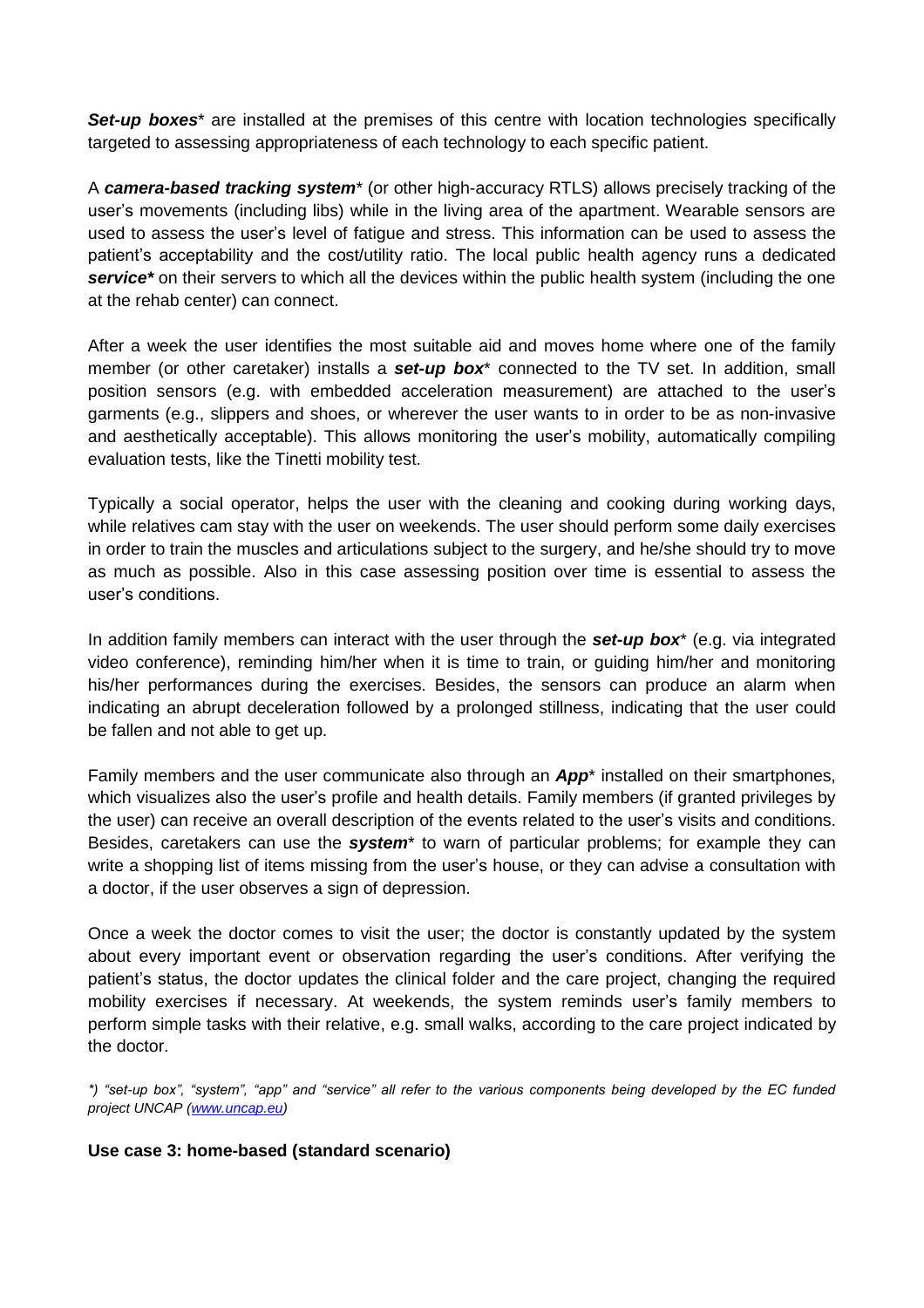***Set-up boxes**** are installed at the premises of this centre with location technologies specifically targeted to assessing appropriateness of each technology to each specific patient.

A ***camera-based tracking system**** (or other high-accuracy RTLS) allows precisely tracking of the user's movements (including libs) while in the living area of the apartment. Wearable sensors are used to assess the user's level of fatigue and stress. This information can be used to assess the patient's acceptability and the cost/utility ratio. The local public health agency runs a dedicated ***service**** on their servers to which all the devices within the public health system (including the one at the rehab center) can connect.

After a week the user identifies the most suitable aid and moves home where one of the family member (or other caretaker) installs a ***set-up box**** connected to the TV set. In addition, small position sensors (e.g. with embedded acceleration measurement) are attached to the user's garments (e.g., slippers and shoes, or wherever the user wants to in order to be as non-invasive and aesthetically acceptable). This allows monitoring the user's mobility, automatically compiling evaluation tests, like the Tinetti mobility test.

Typically a social operator, helps the user with the cleaning and cooking during working days, while relatives cam stay with the user on weekends. The user should perform some daily exercises in order to train the muscles and articulations subject to the surgery, and he/she should try to move as much as possible. Also in this case assessing position over time is essential to assess the user's conditions.

In addition family members can interact with the user through the ***set-up box**** (e.g. via integrated video conference), reminding him/her when it is time to train, or guiding him/her and monitoring his/her performances during the exercises. Besides, the sensors can produce an alarm when indicating an abrupt deceleration followed by a prolonged stillness, indicating that the user could be fallen and not able to get up.

Family members and the user communicate also through an ***App**** installed on their smartphones, which visualizes also the user's profile and health details. Family members (if granted privileges by the user) can receive an overall description of the events related to the user's visits and conditions. Besides, caretakers can use the ***system**** to warn of particular problems; for example they can write a shopping list of items missing from the user's house, or they can advise a consultation with a doctor, if the user observes a sign of depression.

Once a week the doctor comes to visit the user; the doctor is constantly updated by the system about every important event or observation regarding the user's conditions. After verifying the patient's status, the doctor updates the clinical folder and the care project, changing the required mobility exercises if necessary. At weekends, the system reminds user's family members to perform simple tasks with their relative, e.g. small walks, according to the care project indicated by the doctor.

*\*) "set-up box", "system", "app" and "service" all refer to the various components being developed by the EC funded project UNCAP ([www.uncap.eu](http://www.uncap.eu))*

**Use case 3: home-based (standard scenario)**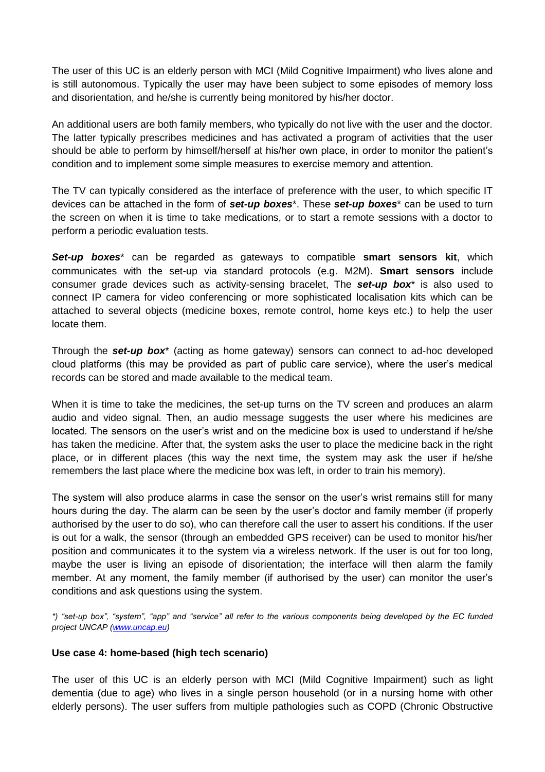The user of this UC is an elderly person with MCI (Mild Cognitive Impairment) who lives alone and is still autonomous. Typically the user may have been subject to some episodes of memory loss and disorientation, and he/she is currently being monitored by his/her doctor.

An additional users are both family members, who typically do not live with the user and the doctor. The latter typically prescribes medicines and has activated a program of activities that the user should be able to perform by himself/herself at his/her own place, in order to monitor the patient's condition and to implement some simple measures to exercise memory and attention.

The TV can typically considered as the interface of preference with the user, to which specific IT devices can be attached in the form of ***set-up boxes****. These ***set-up boxes**** can be used to turn the screen on when it is time to take medications, or to start a remote sessions with a doctor to perform a periodic evaluation tests.

***Set-up boxes**** can be regarded as gateways to compatible **smart sensors kit**, which communicates with the set-up via standard protocols (e.g. M2M). **Smart sensors** include consumer grade devices such as activity-sensing bracelet, The ***set-up box**** is also used to connect IP camera for video conferencing or more sophisticated localisation kits which can be attached to several objects (medicine boxes, remote control, home keys etc.) to help the user locate them.

Through the ***set-up box**** (acting as home gateway) sensors can connect to ad-hoc developed cloud platforms (this may be provided as part of public care service), where the user's medical records can be stored and made available to the medical team.

When it is time to take the medicines, the set-up turns on the TV screen and produces an alarm audio and video signal. Then, an audio message suggests the user where his medicines are located. The sensors on the user's wrist and on the medicine box is used to understand if he/she has taken the medicine. After that, the system asks the user to place the medicine back in the right place, or in different places (this way the next time, the system may ask the user if he/she remembers the last place where the medicine box was left, in order to train his memory).

The system will also produce alarms in case the sensor on the user's wrist remains still for many hours during the day. The alarm can be seen by the user's doctor and family member (if properly authorised by the user to do so), who can therefore call the user to assert his conditions. If the user is out for a walk, the sensor (through an embedded GPS receiver) can be used to monitor his/her position and communicates it to the system via a wireless network. If the user is out for too long, maybe the user is living an episode of disorientation; the interface will then alarm the family member. At any moment, the family member (if authorised by the user) can monitor the user's conditions and ask questions using the system.

*\*) "set-up box", "system", "app" and "service" all refer to the various components being developed by the EC funded project UNCAP ([www.uncap.eu](http://www.uncap.eu))*

**Use case 4: home-based (high tech scenario)**

The user of this UC is an elderly person with MCI (Mild Cognitive Impairment) such as light dementia (due to age) who lives in a single person household (or in a nursing home with other elderly persons). The user suffers from multiple pathologies such as COPD (Chronic Obstructive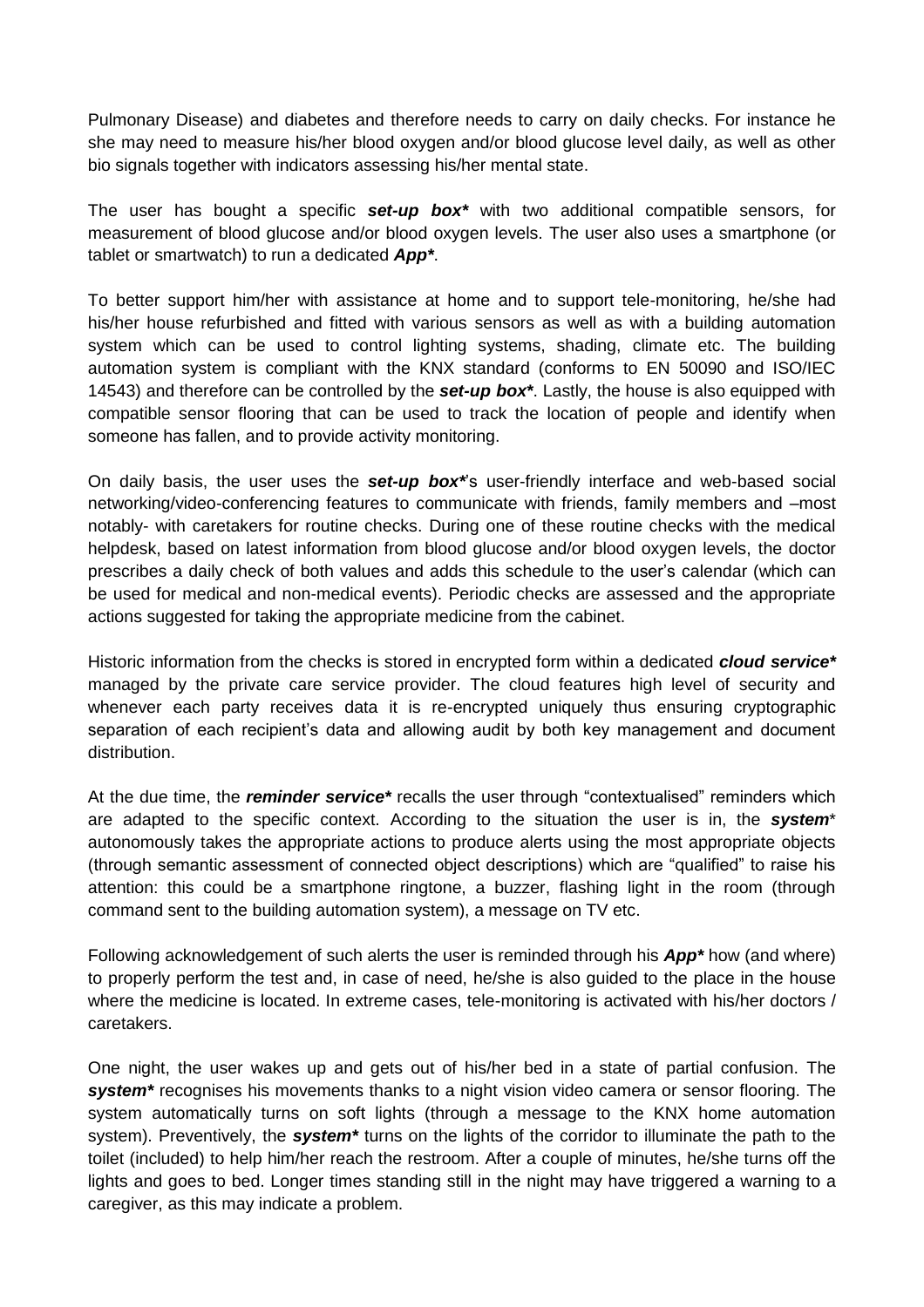Pulmonary Disease) and diabetes and therefore needs to carry on daily checks. For instance he she may need to measure his/her blood oxygen and/or blood glucose level daily, as well as other bio signals together with indicators assessing his/her mental state.

The user has bought a specific ***set-up box**** with two additional compatible sensors, for measurement of blood glucose and/or blood oxygen levels. The user also uses a smartphone (or tablet or smartwatch) to run a dedicated ***App****.

To better support him/her with assistance at home and to support tele-monitoring, he/she had his/her house refurbished and fitted with various sensors as well as with a building automation system which can be used to control lighting systems, shading, climate etc. The building automation system is compliant with the KNX standard (conforms to EN 50090 and ISO/IEC 14543) and therefore can be controlled by the ***set-up box****. Lastly, the house is also equipped with compatible sensor flooring that can be used to track the location of people and identify when someone has fallen, and to provide activity monitoring.

On daily basis, the user uses the ***set-up box****'s user-friendly interface and web-based social networking/video-conferencing features to communicate with friends, family members and –most notably- with caretakers for routine checks. During one of these routine checks with the medical helpdesk, based on latest information from blood glucose and/or blood oxygen levels, the doctor prescribes a daily check of both values and adds this schedule to the user's calendar (which can be used for medical and non-medical events). Periodic checks are assessed and the appropriate actions suggested for taking the appropriate medicine from the cabinet.

Historic information from the checks is stored in encrypted form within a dedicated ***cloud service**** managed by the private care service provider. The cloud features high level of security and whenever each party receives data it is re-encrypted uniquely thus ensuring cryptographic separation of each recipient's data and allowing audit by both key management and document distribution.

At the due time, the ***reminder service**** recalls the user through "contextualised" reminders which are adapted to the specific context. According to the situation the user is in, the ***system**** autonomously takes the appropriate actions to produce alerts using the most appropriate objects (through semantic assessment of connected object descriptions) which are "qualified" to raise his attention: this could be a smartphone ringtone, a buzzer, flashing light in the room (through command sent to the building automation system), a message on TV etc.

Following acknowledgement of such alerts the user is reminded through his ***App**** how (and where) to properly perform the test and, in case of need, he/she is also guided to the place in the house where the medicine is located. In extreme cases, tele-monitoring is activated with his/her doctors / caretakers.

One night, the user wakes up and gets out of his/her bed in a state of partial confusion. The ***system**** recognises his movements thanks to a night vision video camera or sensor flooring. The system automatically turns on soft lights (through a message to the KNX home automation system). Preventively, the ***system**** turns on the lights of the corridor to illuminate the path to the toilet (included) to help him/her reach the restroom. After a couple of minutes, he/she turns off the lights and goes to bed. Longer times standing still in the night may have triggered a warning to a caregiver, as this may indicate a problem.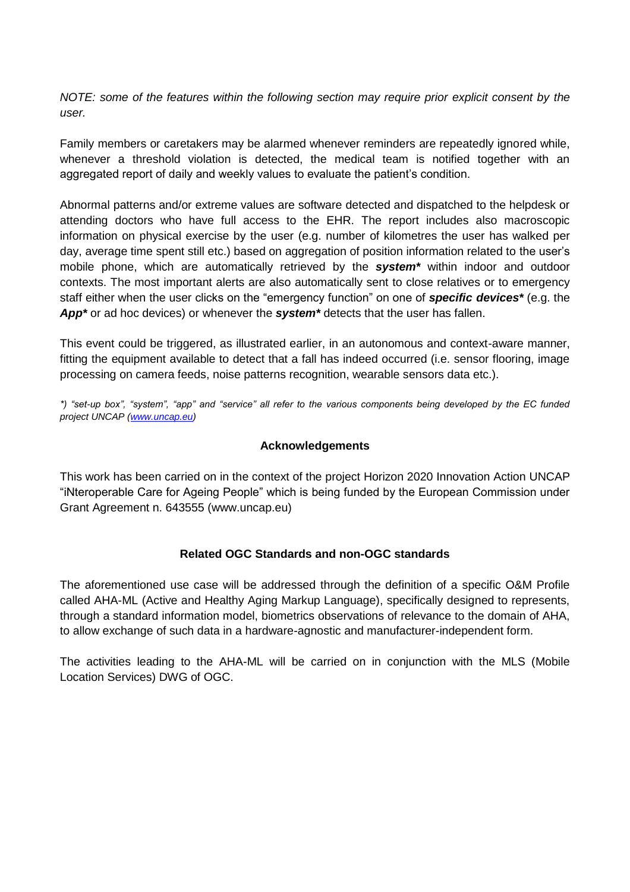*NOTE: some of the features within the following section may require prior explicit consent by the user.*

Family members or caretakers may be alarmed whenever reminders are repeatedly ignored while, whenever a threshold violation is detected, the medical team is notified together with an aggregated report of daily and weekly values to evaluate the patient's condition.

Abnormal patterns and/or extreme values are software detected and dispatched to the helpdesk or attending doctors who have full access to the EHR. The report includes also macroscopic information on physical exercise by the user (e.g. number of kilometres the user has walked per day, average time spent still etc.) based on aggregation of position information related to the user's mobile phone, which are automatically retrieved by the ***system**** within indoor and outdoor contexts. The most important alerts are also automatically sent to close relatives or to emergency staff either when the user clicks on the "emergency function" on one of ***specific devices**** (e.g. the ***App**** or ad hoc devices) or whenever the ***system**** detects that the user has fallen.

This event could be triggered, as illustrated earlier, in an autonomous and context-aware manner, fitting the equipment available to detect that a fall has indeed occurred (i.e. sensor flooring, image processing on camera feeds, noise patterns recognition, wearable sensors data etc.).

*\*) "set-up box", "system", "app" and "service" all refer to the various components being developed by the EC funded project UNCAP ([www.uncap.eu](http://www.uncap.eu))*

**Acknowledgements**

This work has been carried on in the context of the project Horizon 2020 Innovation Action UNCAP "iNteroperable Care for Ageing People" which is being funded by the European Commission under Grant Agreement n. 643555 (www.uncap.eu)

**Related OGC Standards and non-OGC standards**

The aforementioned use case will be addressed through the definition of a specific O&M Profile called AHA-ML (Active and Healthy Aging Markup Language), specifically designed to represents, through a standard information model, biometrics observations of relevance to the domain of AHA, to allow exchange of such data in a hardware-agnostic and manufacturer-independent form.

The activities leading to the AHA-ML will be carried on in conjunction with the MLS (Mobile Location Services) DWG of OGC.